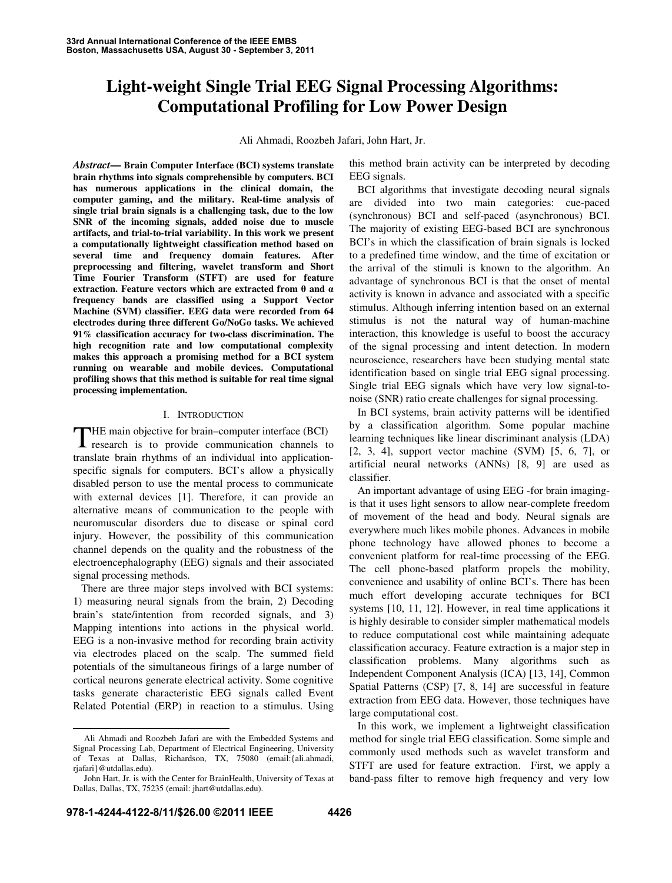# Light-weight Single Trial EEG Signal Processing Algorithms: Computational Profiling for Low Power Design

Ali Ahmadi, Roozbeh Jafari, John Hart, Jr.

***Abstract*— Brain Computer Interface (BCI) systems translate brain rhythms into signals comprehensible by computers. BCI has numerous applications in the clinical domain, the computer gaming, and the military. Real-time analysis of single trial brain signals is a challenging task, due to the low SNR of the incoming signals, added noise due to muscle artifacts, and trial-to-trial variability. In this work we present a computationally lightweight classification method based on several time and frequency domain features. After preprocessing and filtering, wavelet transform and Short Time Fourier Transform (STFT) are used for feature extraction. Feature vectors which are extracted from θ and α frequency bands are classified using a Support Vector Machine (SVM) classifier. EEG data were recorded from 64 electrodes during three different Go/NoGo tasks. We achieved 91% classification accuracy for two-class discrimination. The high recognition rate and low computational complexity makes this approach a promising method for a BCI system running on wearable and mobile devices. Computational profiling shows that this method is suitable for real time signal processing implementation.**

## I. Introduction

THE main objective for brain–computer interface (BCI) research is to provide communication channels to translate brain rhythms of an individual into application-specific signals for computers. BCI's allow a physically disabled person to use the mental process to communicate with external devices [1]. Therefore, it can provide an alternative means of communication to the people with neuromuscular disorders due to disease or spinal cord injury. However, the possibility of this communication channel depends on the quality and the robustness of the electroencephalography (EEG) signals and their associated signal processing methods.

There are three major steps involved with BCI systems: 1) measuring neural signals from the brain, 2) Decoding brain's state/intention from recorded signals, and 3) Mapping intentions into actions in the physical world. EEG is a non-invasive method for recording brain activity via electrodes placed on the scalp. The summed field potentials of the simultaneous firings of a large number of cortical neurons generate electrical activity. Some cognitive tasks generate characteristic EEG signals called Event Related Potential (ERP) in reaction to a stimulus. Using this method brain activity can be interpreted by decoding EEG signals.

BCI algorithms that investigate decoding neural signals are divided into two main categories: cue-paced (synchronous) BCI and self-paced (asynchronous) BCI. The majority of existing EEG-based BCI are synchronous BCI's in which the classification of brain signals is locked to a predefined time window, and the time of excitation or the arrival of the stimuli is known to the algorithm. An advantage of synchronous BCI is that the onset of mental activity is known in advance and associated with a specific stimulus. Although inferring intention based on an external stimulus is not the natural way of human-machine interaction, this knowledge is useful to boost the accuracy of the signal processing and intent detection. In modern neuroscience, researchers have been studying mental state identification based on single trial EEG signal processing. Single trial EEG signals which have very low signal-to-noise (SNR) ratio create challenges for signal processing.

In BCI systems, brain activity patterns will be identified by a classification algorithm. Some popular machine learning techniques like linear discriminant analysis (LDA) [2, 3, 4], support vector machine (SVM) [5, 6, 7], or artificial neural networks (ANNs) [8, 9] are used as classifier.

An important advantage of using EEG -for brain imaging- is that it uses light sensors to allow near-complete freedom of movement of the head and body. Neural signals are everywhere much likes mobile phones. Advances in mobile phone technology have allowed phones to become a convenient platform for real-time processing of the EEG. The cell phone-based platform propels the mobility, convenience and usability of online BCI's. There has been much effort developing accurate techniques for BCI systems [10, 11, 12]. However, in real time applications it is highly desirable to consider simpler mathematical models to reduce computational cost while maintaining adequate classification accuracy. Feature extraction is a major step in classification problems. Many algorithms such as Independent Component Analysis (ICA) [13, 14], Common Spatial Patterns (CSP) [7, 8, 14] are successful in feature extraction from EEG data. However, those techniques have large computational cost.

In this work, we implement a lightweight classification method for single trial EEG classification. Some simple and commonly used methods such as wavelet transform and STFT are used for feature extraction. First, we apply a band-pass filter to remove high frequency and very low

---

Ali Ahmadi and Roozbeh Jafari are with the Embedded Systems and Signal Processing Lab, Department of Electrical Engineering, University of Texas at Dallas, Richardson, TX, 75080 (email:{ali.ahmadi, rjafari}@utdallas.edu).

John Hart, Jr. is with the Center for BrainHealth, University of Texas at Dallas, Dallas, TX, 75235 (email: jhart@utdallas.edu).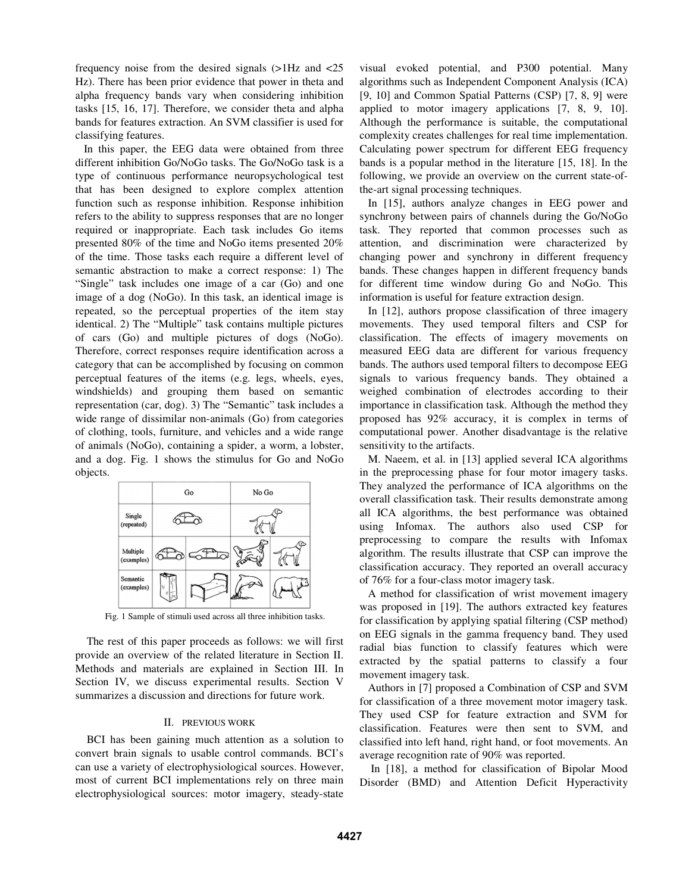frequency noise from the desired signals (>1Hz and <25 Hz). There has been prior evidence that power in theta and alpha frequency bands vary when considering inhibition tasks [15, 16, 17]. Therefore, we consider theta and alpha bands for features extraction. An SVM classifier is used for classifying features.

In this paper, the EEG data were obtained from three different inhibition Go/NoGo tasks. The Go/NoGo task is a type of continuous performance neuropsychological test that has been designed to explore complex attention function such as response inhibition. Response inhibition refers to the ability to suppress responses that are no longer required or inappropriate. Each task includes Go items presented 80% of the time and NoGo items presented 20% of the time. Those tasks each require a different level of semantic abstraction to make a correct response: 1) The "Single" task includes one image of a car (Go) and one image of a dog (NoGo). In this task, an identical image is repeated, so the perceptual properties of the item stay identical. 2) The "Multiple" task contains multiple pictures of cars (Go) and multiple pictures of dogs (NoGo). Therefore, correct responses require identification across a category that can be accomplished by focusing on common perceptual features of the items (e.g. legs, wheels, eyes, windshields) and grouping them based on semantic representation (car, dog). 3) The "Semantic" task includes a wide range of dissimilar non-animals (Go) from categories of clothing, tools, furniture, and vehicles and a wide range of animals (NoGo), containing a spider, a worm, a lobster, and a dog. Fig. 1 shows the stimulus for Go and NoGo objects.

Fig. 1 Sample of stimuli used across all three inhibition tasks.

The rest of this paper proceeds as follows: we will first provide an overview of the related literature in Section II. Methods and materials are explained in Section III. In Section IV, we discuss experimental results. Section V summarizes a discussion and directions for future work.

## II. PREVIOUS WORK

BCI has been gaining much attention as a solution to convert brain signals to usable control commands. BCI's can use a variety of electrophysiological sources. However, most of current BCI implementations rely on three main electrophysiological sources: motor imagery, steady-state visual evoked potential, and P300 potential. Many algorithms such as Independent Component Analysis (ICA) [9, 10] and Common Spatial Patterns (CSP) [7, 8, 9] were applied to motor imagery applications [7, 8, 9, 10]. Although the performance is suitable, the computational complexity creates challenges for real time implementation. Calculating power spectrum for different EEG frequency bands is a popular method in the literature [15, 18]. In the following, we provide an overview on the current state-of-the-art signal processing techniques.

In [15], authors analyze changes in EEG power and synchrony between pairs of channels during the Go/NoGo task. They reported that common processes such as attention, and discrimination were characterized by changing power and synchrony in different frequency bands. These changes happen in different frequency bands for different time window during Go and NoGo. This information is useful for feature extraction design.

In [12], authors propose classification of three imagery movements. They used temporal filters and CSP for classification. The effects of imagery movements on measured EEG data are different for various frequency bands. The authors used temporal filters to decompose EEG signals to various frequency bands. They obtained a weighed combination of electrodes according to their importance in classification task. Although the method they proposed has 92% accuracy, it is complex in terms of computational power. Another disadvantage is the relative sensitivity to the artifacts.

M. Naeem, et al. in [13] applied several ICA algorithms in the preprocessing phase for four motor imagery tasks. They analyzed the performance of ICA algorithms on the overall classification task. Their results demonstrate among all ICA algorithms, the best performance was obtained using Infomax. The authors also used CSP for preprocessing to compare the results with Infomax algorithm. The results illustrate that CSP can improve the classification accuracy. They reported an overall accuracy of 76% for a four-class motor imagery task.

A method for classification of wrist movement imagery was proposed in [19]. The authors extracted key features for classification by applying spatial filtering (CSP method) on EEG signals in the gamma frequency band. They used radial bias function to classify features which were extracted by the spatial patterns to classify a four movement imagery task.

Authors in [7] proposed a Combination of CSP and SVM for classification of a three movement motor imagery task. They used CSP for feature extraction and SVM for classification. Features were then sent to SVM, and classified into left hand, right hand, or foot movements. An average recognition rate of 90% was reported.

In [18], a method for classification of Bipolar Mood Disorder (BMD) and Attention Deficit Hyperactivity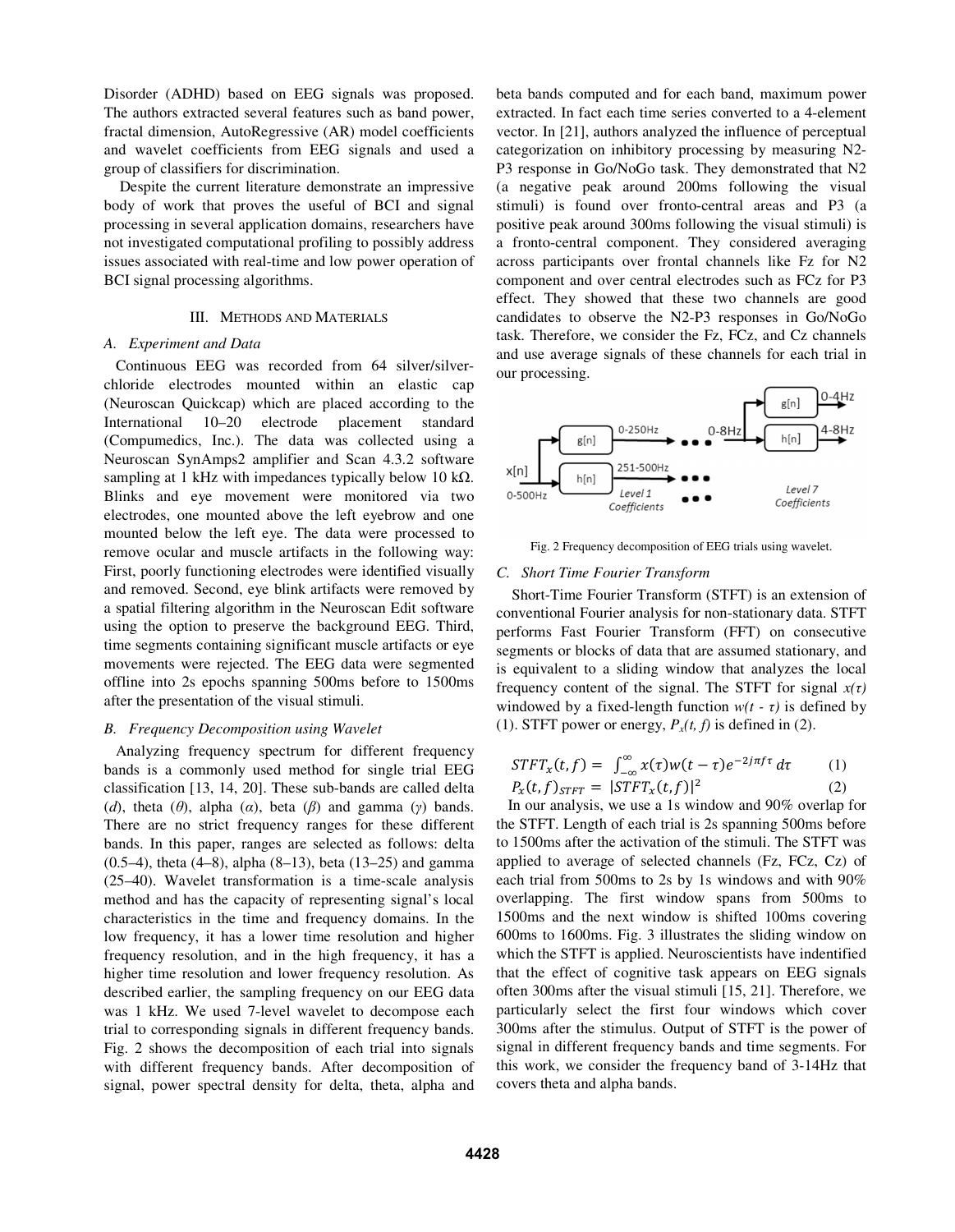Disorder (ADHD) based on EEG signals was proposed. The authors extracted several features such as band power, fractal dimension, AutoRegressive (AR) model coefficients and wavelet coefficients from EEG signals and used a group of classifiers for discrimination.

Despite the current literature demonstrate an impressive body of work that proves the useful of BCI and signal processing in several application domains, researchers have not investigated computational profiling to possibly address issues associated with real-time and low power operation of BCI signal processing algorithms.

## III. Methods and Materials

### A. Experiment and Data

Continuous EEG was recorded from 64 silver/silver-chloride electrodes mounted within an elastic cap (Neuroscan Quickcap) which are placed according to the International 10–20 electrode placement standard (Compumedics, Inc.). The data was collected using a Neuroscan SynAmps2 amplifier and Scan 4.3.2 software sampling at 1 kHz with impedances typically below 10 kΩ. Blinks and eye movement were monitored via two electrodes, one mounted above the left eyebrow and one mounted below the left eye. The data were processed to remove ocular and muscle artifacts in the following way: First, poorly functioning electrodes were identified visually and removed. Second, eye blink artifacts were removed by a spatial filtering algorithm in the Neuroscan Edit software using the option to preserve the background EEG. Third, time segments containing significant muscle artifacts or eye movements were rejected. The EEG data were segmented offline into 2s epochs spanning 500ms before to 1500ms after the presentation of the visual stimuli.

### B. Frequency Decomposition using Wavelet

Analyzing frequency spectrum for different frequency bands is a commonly used method for single trial EEG classification [13, 14, 20]. These sub-bands are called delta (*d*), theta (*θ*), alpha (*α*), beta (*β*) and gamma (*γ*) bands. There are no strict frequency ranges for these different bands. In this paper, ranges are selected as follows: delta (0.5–4), theta (4–8), alpha (8–13), beta (13–25) and gamma (25–40). Wavelet transformation is a time-scale analysis method and has the capacity of representing signal's local characteristics in the time and frequency domains. In the low frequency, it has a lower time resolution and higher frequency resolution, and in the high frequency, it has a higher time resolution and lower frequency resolution. As described earlier, the sampling frequency on our EEG data was 1 kHz. We used 7-level wavelet to decompose each trial to corresponding signals in different frequency bands. Fig. 2 shows the decomposition of each trial into signals with different frequency bands. After decomposition of signal, power spectral density for delta, theta, alpha and beta bands computed and for each band, maximum power extracted. In fact each time series converted to a 4-element vector. In [21], authors analyzed the influence of perceptual categorization on inhibitory processing by measuring N2-P3 response in Go/NoGo task. They demonstrated that N2 (a negative peak around 200ms following the visual stimuli) is found over fronto-central areas and P3 (a positive peak around 300ms following the visual stimuli) is a fronto-central component. They considered averaging across participants over frontal channels like Fz for N2 component and over central electrodes such as FCz for P3 effect. They showed that these two channels are good candidates to observe the N2-P3 responses in Go/NoGo task. Therefore, we consider the Fz, FCz, and Cz channels and use average signals of these channels for each trial in our processing.

Fig. 2 Frequency decomposition of EEG trials using wavelet.

### C. Short Time Fourier Transform

Short-Time Fourier Transform (STFT) is an extension of conventional Fourier analysis for non-stationary data. STFT performs Fast Fourier Transform (FFT) on consecutive segments or blocks of data that are assumed stationary, and is equivalent to a sliding window that analyzes the local frequency content of the signal. The STFT for signal $x(\tau)$ windowed by a fixed-length function $w(t - \tau)$ is defined by (1). STFT power or energy, $P_x(t, f)$ is defined in (2).

$$STFT_x(t,f) = \int_{-\infty}^{\infty} x(\tau)w(t-\tau)e^{-2j\pi f\tau}\, d\tau \qquad (1)$$

$$P_x(t,f)_{STFT} = |STFT_x(t,f)|^2 \qquad (2)$$

In our analysis, we use a 1s window and 90% overlap for the STFT. Length of each trial is 2s spanning 500ms before to 1500ms after the activation of the stimuli. The STFT was applied to average of selected channels (Fz, FCz, Cz) of each trial from 500ms to 2s by 1s windows and with 90% overlapping. The first window spans from 500ms to 1500ms and the next window is shifted 100ms covering 600ms to 1600ms. Fig. 3 illustrates the sliding window on which the STFT is applied. Neuroscientists have indentified that the effect of cognitive task appears on EEG signals often 300ms after the visual stimuli [15, 21]. Therefore, we particularly select the first four windows which cover 300ms after the stimulus. Output of STFT is the power of signal in different frequency bands and time segments. For this work, we consider the frequency band of 3-14Hz that covers theta and alpha bands.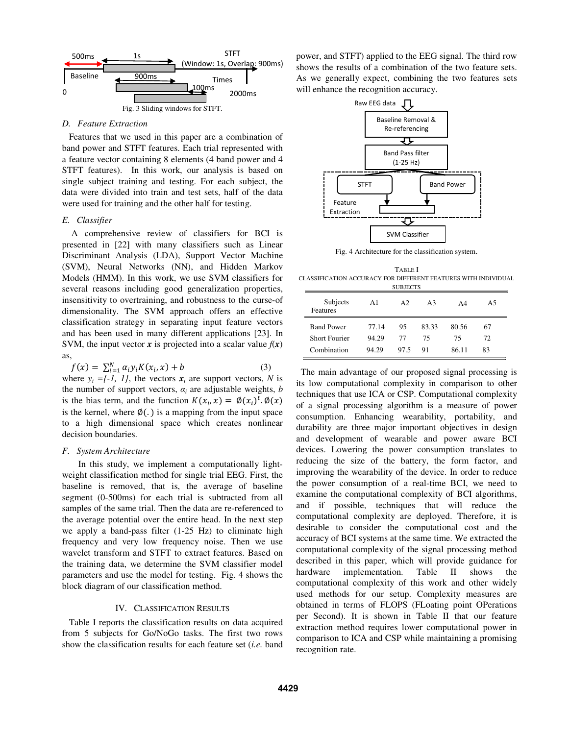Fig. 3 Sliding windows for STFT.

### D. Feature Extraction

Features that we used in this paper are a combination of band power and STFT features. Each trial represented with a feature vector containing 8 elements (4 band power and 4 STFT features). In this work, our analysis is based on single subject training and testing. For each subject, the data were divided into train and test sets, half of the data were used for training and the other half for testing.

### E. Classifier

A comprehensive review of classifiers for BCI is presented in [22] with many classifiers such as Linear Discriminant Analysis (LDA), Support Vector Machine (SVM), Neural Networks (NN), and Hidden Markov Models (HMM). In this work, we use SVM classifiers for several reasons including good generalization properties, insensitivity to overtraining, and robustness to the curse-of dimensionality. The SVM approach offers an effective classification strategy in separating input feature vectors and has been used in many different applications [23]. In SVM, the input vector $\boldsymbol{x}$ is projected into a scalar value $f(\boldsymbol{x})$ as,

$$f(x) = \sum_{i=1}^{N} \alpha_i y_i K(x_i, x) + b \quad (3)$$

where $y_i = \{-1, 1\}$, the vectors $\boldsymbol{x}_i$ are support vectors, $N$ is the number of support vectors, $\alpha_i$ are adjustable weights, $b$ is the bias term, and the function $K(x_i, x) = \emptyset(x_i)^t . \emptyset(x)$ is the kernel, where $\emptyset(.)$ is a mapping from the input space to a high dimensional space which creates nonlinear decision boundaries.

### F. System Architecture

In this study, we implement a computationally light-weight classification method for single trial EEG. First, the baseline is removed, that is, the average of baseline segment (0-500ms) for each trial is subtracted from all samples of the same trial. Then the data are re-referenced to the average potential over the entire head. In the next step we apply a band-pass filter (1-25 Hz) to eliminate high frequency and very low frequency noise. Then we use wavelet transform and STFT to extract features. Based on the training data, we determine the SVM classifier model parameters and use the model for testing. Fig. 4 shows the block diagram of our classification method.

## IV. Classification Results

Table I reports the classification results on data acquired from 5 subjects for Go/NoGo tasks. The first two rows show the classification results for each feature set (*i.e.* band power, and STFT) applied to the EEG signal. The third row shows the results of a combination of the two feature sets. As we generally expect, combining the two features sets will enhance the recognition accuracy.

Fig. 4 Architecture for the classification system.

TABLE I
CLASSIFICATION ACCURACY FOR DIFFERENT FEATURES WITH INDIVIDUAL SUBJECTS

| Features \ Subjects | A1 | A2 | A3 | A4 | A5 |
|---|---|---|---|---|---|
| Band Power | 77.14 | 95 | 83.33 | 80.56 | 67 |
| Short Fourier | 94.29 | 77 | 75 | 75 | 72 |
| Combination | 94.29 | 97.5 | 91 | 86.11 | 83 |

The main advantage of our proposed signal processing is its low computational complexity in comparison to other techniques that use ICA or CSP. Computational complexity of a signal processing algorithm is a measure of power consumption. Enhancing wearability, portability, and durability are three major important objectives in design and development of wearable and power aware BCI devices. Lowering the power consumption translates to reducing the size of the battery, the form factor, and improving the wearability of the device. In order to reduce the power consumption of a real-time BCI, we need to examine the computational complexity of BCI algorithms, and if possible, techniques that will reduce the computational complexity are deployed. Therefore, it is desirable to consider the computational cost and the accuracy of BCI systems at the same time. We extracted the computational complexity of the signal processing method described in this paper, which will provide guidance for hardware implementation. Table II shows the computational complexity of this work and other widely used methods for our setup. Complexity measures are obtained in terms of FLOPS (FLoating point OPerations per Second). It is shown in Table II that our feature extraction method requires lower computational power in comparison to ICA and CSP while maintaining a promising recognition rate.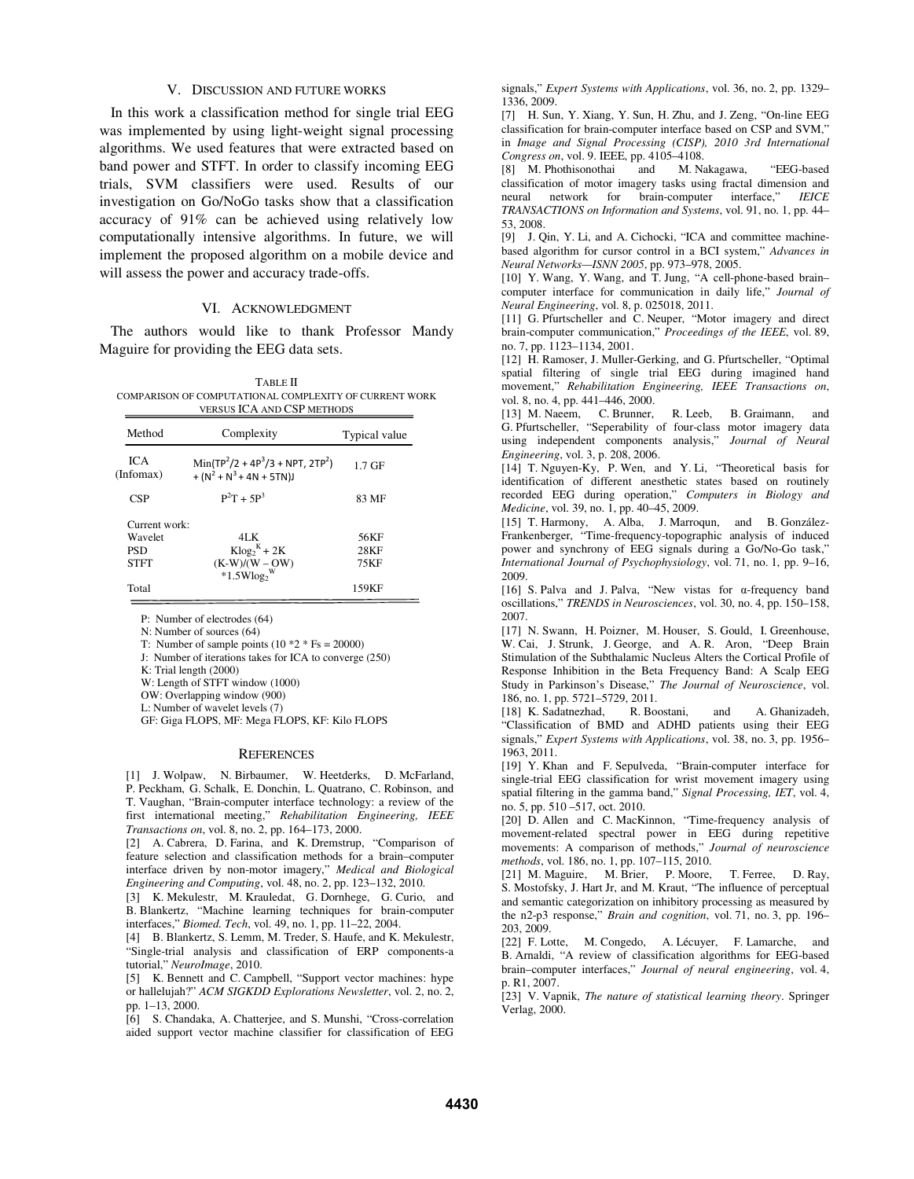## V. Discussion and Future Works

In this work a classification method for single trial EEG was implemented by using light-weight signal processing algorithms. We used features that were extracted based on band power and STFT. In order to classify incoming EEG trials, SVM classifiers were used. Results of our investigation on Go/NoGo tasks show that a classification accuracy of 91% can be achieved using relatively low computationally intensive algorithms. In future, we will implement the proposed algorithm on a mobile device and will assess the power and accuracy trade-offs.

## VI. Acknowledgment

The authors would like to thank Professor Mandy Maguire for providing the EEG data sets.

TABLE II
COMPARISON OF COMPUTATIONAL COMPLEXITY OF CURRENT WORK VERSUS ICA AND CSP METHODS

| Method | Complexity | Typical value |
|---|---|---|
| ICA (Infomax) | $\mathrm{Min}(TP^2/2 + 4P^3/3 + NPT, 2TP^2) + (N^2 + N^3 + 4N + 5TN)J$ | 1.7 GF |
| CSP | $P^2T + 5P^3$ | 83 MF |
| Current work: | | |
| Wavelet | $4LK$ | 56KF |
| PSD | $K\log_2^K + 2K$ | 28KF |
| STFT | $(K-W)/(W-OW) * 1.5W\log_2^W$ | 75KF |
| Total | | 159KF |

P: Number of electrodes (64)
N: Number of sources (64)
T: Number of sample points (10 *2 * Fs = 20000)
J: Number of iterations takes for ICA to converge (250)
K: Trial length (2000)
W: Length of STFT window (1000)
OW: Overlapping window (900)
L: Number of wavelet levels (7)
GF: Giga FLOPS, MF: Mega FLOPS, KF: Kilo FLOPS

## References

[1] J. Wolpaw, N. Birbaumer, W. Heetderks, D. McFarland, P. Peckham, G. Schalk, E. Donchin, L. Quatrano, C. Robinson, and T. Vaughan, "Brain-computer interface technology: a review of the first international meeting," *Rehabilitation Engineering, IEEE Transactions on*, vol. 8, no. 2, pp. 164–173, 2000.

[2] A. Cabrera, D. Farina, and K. Dremstrup, "Comparison of feature selection and classification methods for a brain–computer interface driven by non-motor imagery," *Medical and Biological Engineering and Computing*, vol. 48, no. 2, pp. 123–132, 2010.

[3] K. Mekulestr, M. Krauledat, G. Dornhege, G. Curio, and B. Blankertz, "Machine learning techniques for brain-computer interfaces," *Biomed. Tech*, vol. 49, no. 1, pp. 11–22, 2004.

[4] B. Blankertz, S. Lemm, M. Treder, S. Haufe, and K. Mekulestr, "Single-trial analysis and classification of ERP components-a tutorial," *NeuroImage*, 2010.

[5] K. Bennett and C. Campbell, "Support vector machines: hype or hallelujah?" *ACM SIGKDD Explorations Newsletter*, vol. 2, no. 2, pp. 1–13, 2000.

[6] S. Chandaka, A. Chatterjee, and S. Munshi, "Cross-correlation aided support vector machine classifier for classification of EEG signals," *Expert Systems with Applications*, vol. 36, no. 2, pp. 1329–1336, 2009.

[7] H. Sun, Y. Xiang, Y. Sun, H. Zhu, and J. Zeng, "On-line EEG classification for brain-computer interface based on CSP and SVM," in *Image and Signal Processing (CISP), 2010 3rd International Congress on*, vol. 9. IEEE, pp. 4105–4108.

[8] M. Phothisonothai and M. Nakagawa, "EEG-based classification of motor imagery tasks using fractal dimension and neural network for brain-computer interface," *IEICE TRANSACTIONS on Information and Systems*, vol. 91, no. 1, pp. 44–53, 2008.

[9] J. Qin, Y. Li, and A. Cichocki, "ICA and committee machine-based algorithm for cursor control in a BCI system," *Advances in Neural Networks—ISNN 2005*, pp. 973–978, 2005.

[10] Y. Wang, Y. Wang, and T. Jung, "A cell-phone-based brain–computer interface for communication in daily life," *Journal of Neural Engineering*, vol. 8, p. 025018, 2011.

[11] G. Pfurtscheller and C. Neuper, "Motor imagery and direct brain-computer communication," *Proceedings of the IEEE*, vol. 89, no. 7, pp. 1123–1134, 2001.

[12] H. Ramoser, J. Muller-Gerking, and G. Pfurtscheller, "Optimal spatial filtering of single trial EEG during imagined hand movement," *Rehabilitation Engineering, IEEE Transactions on*, vol. 8, no. 4, pp. 441–446, 2000.

[13] M. Naeem, C. Brunner, R. Leeb, B. Graimann, and G. Pfurtscheller, "Seperability of four-class motor imagery data using independent components analysis," *Journal of Neural Engineering*, vol. 3, p. 208, 2006.

[14] T. Nguyen-Ky, P. Wen, and Y. Li, "Theoretical basis for identification of different anesthetic states based on routinely recorded EEG during operation," *Computers in Biology and Medicine*, vol. 39, no. 1, pp. 40–45, 2009.

[15] T. Harmony, A. Alba, J. Marroqun, and B. González-Frankenberger, "Time-frequency-topographic analysis of induced power and synchrony of EEG signals during a Go/No-Go task," *International Journal of Psychophysiology*, vol. 71, no. 1, pp. 9–16, 2009.

[16] S. Palva and J. Palva, "New vistas for α-frequency band oscillations," *TRENDS in Neurosciences*, vol. 30, no. 4, pp. 150–158, 2007.

[17] N. Swann, H. Poizner, M. Houser, S. Gould, I. Greenhouse, W. Cai, J. Strunk, J. George, and A. R. Aron, "Deep Brain Stimulation of the Subthalamic Nucleus Alters the Cortical Profile of Response Inhibition in the Beta Frequency Band: A Scalp EEG Study in Parkinson's Disease," *The Journal of Neuroscience*, vol. 186, no. 1, pp. 5721–5729, 2011.

[18] K. Sadatnezhad, R. Boostani, and A. Ghanizadeh, "Classification of BMD and ADHD patients using their EEG signals," *Expert Systems with Applications*, vol. 38, no. 3, pp. 1956–1963, 2011.

[19] Y. Khan and F. Sepulveda, "Brain-computer interface for single-trial EEG classification for wrist movement imagery using spatial filtering in the gamma band," *Signal Processing, IET*, vol. 4, no. 5, pp. 510 –517, oct. 2010.

[20] D. Allen and C. MacKinnon, "Time-frequency analysis of movement-related spectral power in EEG during repetitive movements: A comparison of methods," *Journal of neuroscience methods*, vol. 186, no. 1, pp. 107–115, 2010.

[21] M. Maguire, M. Brier, P. Moore, T. Ferree, D. Ray, S. Mostofsky, J. Hart Jr, and M. Kraut, "The influence of perceptual and semantic categorization on inhibitory processing as measured by the n2-p3 response," *Brain and cognition*, vol. 71, no. 3, pp. 196–203, 2009.

[22] F. Lotte, M. Congedo, A. Lécuyer, F. Lamarche, and B. Arnaldi, "A review of classification algorithms for EEG-based brain–computer interfaces," *Journal of neural engineering*, vol. 4, p. R1, 2007.

[23] V. Vapnik, *The nature of statistical learning theory*. Springer Verlag, 2000.